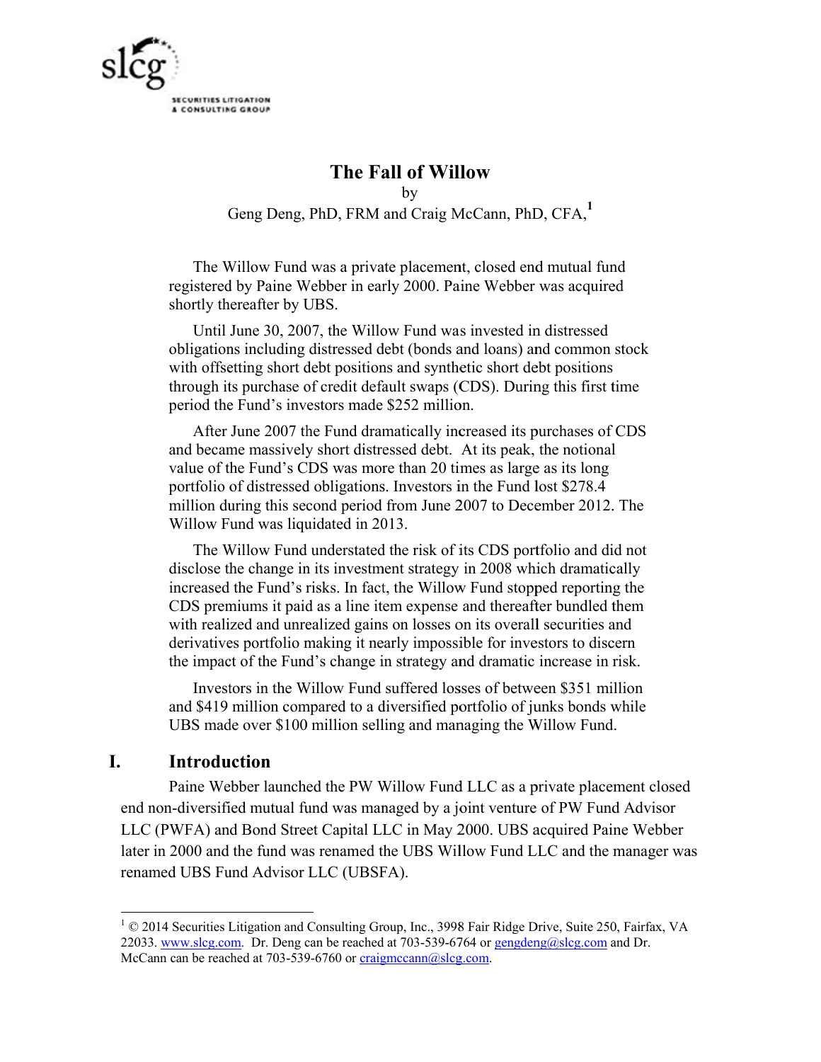# The Fall of Willow

by

Geng Deng, PhD, FRM and Craig McCann, PhD, CFA,[1]

The Willow Fund was a private placement, closed end mutual fund registered by Paine Webber in early 2000. Paine Webber was acquired shortly thereafter by UBS.

Until June 30, 2007, the Willow Fund was invested in distressed obligations including distressed debt (bonds and loans) and common stock with offsetting short debt positions and synthetic short debt positions through its purchase of credit default swaps (CDS). During this first time period the Fund's investors made $252 million.

After June 2007 the Fund dramatically increased its purchases of CDS and became massively short distressed debt. At its peak, the notional value of the Fund's CDS was more than 20 times as large as its long portfolio of distressed obligations. Investors in the Fund lost $278.4 million during this second period from June 2007 to December 2012. The Willow Fund was liquidated in 2013.

The Willow Fund understated the risk of its CDS portfolio and did not disclose the change in its investment strategy in 2008 which dramatically increased the Fund's risks. In fact, the Willow Fund stopped reporting the CDS premiums it paid as a line item expense and thereafter bundled them with realized and unrealized gains on losses on its overall securities and derivatives portfolio making it nearly impossible for investors to discern the impact of the Fund's change in strategy and dramatic increase in risk.

Investors in the Willow Fund suffered losses of between $351 million and $419 million compared to a diversified portfolio of junks bonds while UBS made over $100 million selling and managing the Willow Fund.

## I. Introduction

Paine Webber launched the PW Willow Fund LLC as a private placement closed end non-diversified mutual fund was managed by a joint venture of PW Fund Advisor LLC (PWFA) and Bond Street Capital LLC in May 2000. UBS acquired Paine Webber later in 2000 and the fund was renamed the UBS Willow Fund LLC and the manager was renamed UBS Fund Advisor LLC (UBSFA).

---

[1] © 2014 Securities Litigation and Consulting Group, Inc., 3998 Fair Ridge Drive, Suite 250, Fairfax, VA 22033. www.slcg.com. Dr. Deng can be reached at 703-539-6764 or gengdeng@slcg.com and Dr. McCann can be reached at 703-539-6760 or craigmccann@slcg.com.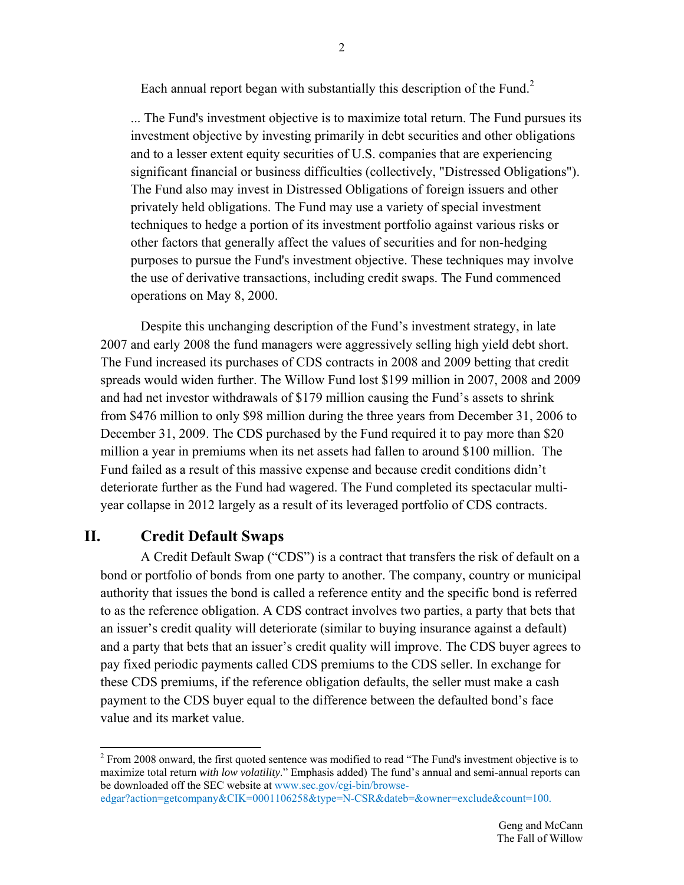Each annual report began with substantially this description of the Fund.[2]

> ... The Fund's investment objective is to maximize total return. The Fund pursues its investment objective by investing primarily in debt securities and other obligations and to a lesser extent equity securities of U.S. companies that are experiencing significant financial or business difficulties (collectively, "Distressed Obligations"). The Fund also may invest in Distressed Obligations of foreign issuers and other privately held obligations. The Fund may use a variety of special investment techniques to hedge a portion of its investment portfolio against various risks or other factors that generally affect the values of securities and for non-hedging purposes to pursue the Fund's investment objective. These techniques may involve the use of derivative transactions, including credit swaps. The Fund commenced operations on May 8, 2000.

Despite this unchanging description of the Fund's investment strategy, in late 2007 and early 2008 the fund managers were aggressively selling high yield debt short. The Fund increased its purchases of CDS contracts in 2008 and 2009 betting that credit spreads would widen further. The Willow Fund lost $199 million in 2007, 2008 and 2009 and had net investor withdrawals of $179 million causing the Fund's assets to shrink from $476 million to only $98 million during the three years from December 31, 2006 to December 31, 2009. The CDS purchased by the Fund required it to pay more than $20 million a year in premiums when its net assets had fallen to around $100 million. The Fund failed as a result of this massive expense and because credit conditions didn't deteriorate further as the Fund had wagered. The Fund completed its spectacular multi-year collapse in 2012 largely as a result of its leveraged portfolio of CDS contracts.

## II. Credit Default Swaps

A Credit Default Swap ("CDS") is a contract that transfers the risk of default on a bond or portfolio of bonds from one party to another. The company, country or municipal authority that issues the bond is called a reference entity and the specific bond is referred to as the reference obligation. A CDS contract involves two parties, a party that bets that an issuer's credit quality will deteriorate (similar to buying insurance against a default) and a party that bets that an issuer's credit quality will improve. The CDS buyer agrees to pay fixed periodic payments called CDS premiums to the CDS seller. In exchange for these CDS premiums, if the reference obligation defaults, the seller must make a cash payment to the CDS buyer equal to the difference between the defaulted bond's face value and its market value.

---

[2] From 2008 onward, the first quoted sentence was modified to read "The Fund's investment objective is to maximize total return *with low volatility*." Emphasis added) The fund's annual and semi-annual reports can be downloaded off the SEC website at www.sec.gov/cgi-bin/browse-edgar?action=getcompany&CIK=0001106258&type=N-CSR&dateb=&owner=exclude&count=100.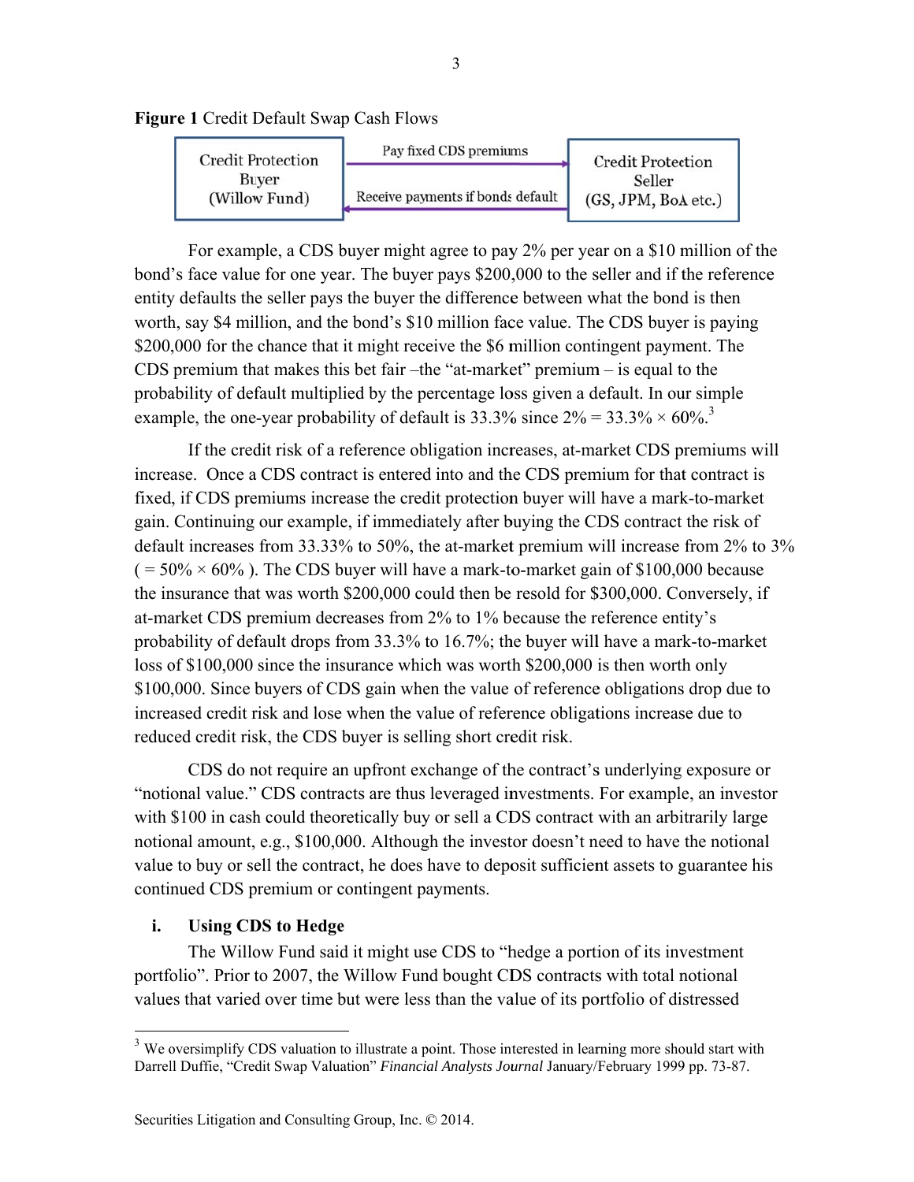**Figure 1** Credit Default Swap Cash Flows

| Credit Protection Buyer (Willow Fund) | Pay fixed CDS premiums → / ← Receive payments if bonds default | Credit Protection Seller (GS, JPM, BoA etc.) |
|---|---|---|

For example, a CDS buyer might agree to pay 2% per year on a $10 million of the bond's face value for one year. The buyer pays $200,000 to the seller and if the reference entity defaults the seller pays the buyer the difference between what the bond is then worth, say $4 million, and the bond's $10 million face value. The CDS buyer is paying $200,000 for the chance that it might receive the $6 million contingent payment. The CDS premium that makes this bet fair –the "at-market" premium – is equal to the probability of default multiplied by the percentage loss given a default. In our simple example, the one-year probability of default is 33.3% since 2% = 33.3% × 60%.[3]

If the credit risk of a reference obligation increases, at-market CDS premiums will increase. Once a CDS contract is entered into and the CDS premium for that contract is fixed, if CDS premiums increase the credit protection buyer will have a mark-to-market gain. Continuing our example, if immediately after buying the CDS contract the risk of default increases from 33.33% to 50%, the at-market premium will increase from 2% to 3% ( = 50% × 60% ). The CDS buyer will have a mark-to-market gain of $100,000 because the insurance that was worth $200,000 could then be resold for $300,000. Conversely, if at-market CDS premium decreases from 2% to 1% because the reference entity's probability of default drops from 33.3% to 16.7%; the buyer will have a mark-to-market loss of $100,000 since the insurance which was worth $200,000 is then worth only $100,000. Since buyers of CDS gain when the value of reference obligations drop due to increased credit risk and lose when the value of reference obligations increase due to reduced credit risk, the CDS buyer is selling short credit risk.

CDS do not require an upfront exchange of the contract's underlying exposure or "notional value." CDS contracts are thus leveraged investments. For example, an investor with $100 in cash could theoretically buy or sell a CDS contract with an arbitrarily large notional amount, e.g., $100,000. Although the investor doesn't need to have the notional value to buy or sell the contract, he does have to deposit sufficient assets to guarantee his continued CDS premium or contingent payments.

### i. Using CDS to Hedge

The Willow Fund said it might use CDS to "hedge a portion of its investment portfolio". Prior to 2007, the Willow Fund bought CDS contracts with total notional values that varied over time but were less than the value of its portfolio of distressed

---

[3] We oversimplify CDS valuation to illustrate a point. Those interested in learning more should start with Darrell Duffie, "Credit Swap Valuation" *Financial Analysts Journal* January/February 1999 pp. 73-87.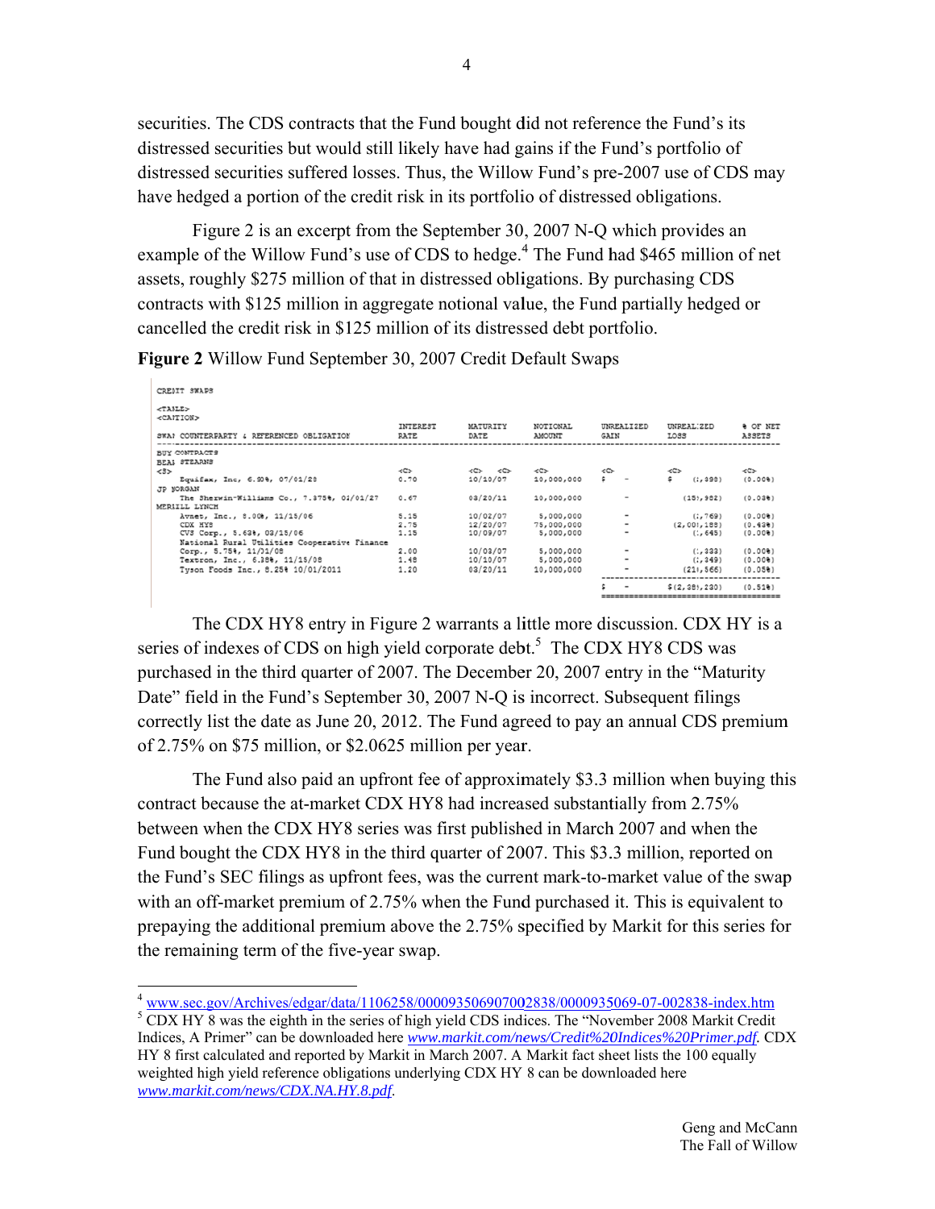securities. The CDS contracts that the Fund bought did not reference the Fund's its distressed securities but would still likely have had gains if the Fund's portfolio of distressed securities suffered losses. Thus, the Willow Fund's pre-2007 use of CDS may have hedged a portion of the credit risk in its portfolio of distressed obligations.

Figure 2 is an excerpt from the September 30, 2007 N-Q which provides an example of the Willow Fund's use of CDS to hedge.[4] The Fund had $465 million of net assets, roughly $275 million of that in distressed obligations. By purchasing CDS contracts with $125 million in aggregate notional value, the Fund partially hedged or cancelled the credit risk in $125 million of its distressed debt portfolio.

**Figure 2** Willow Fund September 30, 2007 Credit Default Swaps

CREDIT SWAPS

| SWAP COUNTERPARTY & REFERENCED OBLIGATION | INTEREST RATE | MATURITY DATE | NOTIONAL AMOUNT | UNREALIZED GAIN | UNREALIZED LOSS | % OF NET ASSETS |
|---|---|---|---|---|---|---|
| BUY CONTRACTS | | | | | | |
| BEAR STEARNS | | | | | | |
| Equifax, Inc, 6.90%, 07/01/28 | 0.70 | 10/10/07 | 10,000,000 | $ - | $ (1,393) | (0.00%) |
| JP MORGAN | | | | | | |
| The Sherwin-Williams Co., 7.375%, 02/01/27 | 0.67 | 03/20/11 | 10,000,000 | - | (151,982) | (0.03%) |
| MERRILL LYNCH | | | | | | |
| Avnet, Inc., 8.00%, 11/15/06 | 5.15 | 10/02/07 | 5,000,000 | - | (1,769) | (0.00%) |
| CDX HY8 | 2.75 | 12/20/07 | 75,000,000 | - | (2,001,188) | (0.43%) |
| CVS Corp., 5.63%, 03/15/06 | 1.15 | 10/09/07 | 5,000,000 | - | (1,645) | (0.00%) |
| National Rural Utilities Cooperative Finance Corp., 5.75%, 11/01/08 | 2.00 | 10/03/07 | 5,000,000 | - | (1,333) | (0.00%) |
| Textron, Inc., 6.38%, 11/15/08 | 1.48 | 10/10/07 | 5,000,000 | - | (1,349) | (0.00%) |
| Tyson Foods Inc., 8.25% 10/01/2011 | 1.20 | 03/20/11 | 10,000,000 | - | (211,566) | (0.05%) |
| | | | | $ - | $(2,381,230) | (0.51%) |

The CDX HY8 entry in Figure 2 warrants a little more discussion. CDX HY is a series of indexes of CDS on high yield corporate debt.[5] The CDX HY8 CDS was purchased in the third quarter of 2007. The December 20, 2007 entry in the "Maturity Date" field in the Fund's September 30, 2007 N-Q is incorrect. Subsequent filings correctly list the date as June 20, 2012. The Fund agreed to pay an annual CDS premium of 2.75% on $75 million, or $2.0625 million per year.

The Fund also paid an upfront fee of approximately $3.3 million when buying this contract because the at-market CDX HY8 had increased substantially from 2.75% between when the CDX HY8 series was first published in March 2007 and when the Fund bought the CDX HY8 in the third quarter of 2007. This $3.3 million, reported on the Fund's SEC filings as upfront fees, was the current mark-to-market value of the swap with an off-market premium of 2.75% when the Fund purchased it. This is equivalent to prepaying the additional premium above the 2.75% specified by Markit for this series for the remaining term of the five-year swap.

---

[4] www.sec.gov/Archives/edgar/data/1106258/000093506907002838/0000935069-07-002838-index.htm

[5] CDX HY 8 was the eighth in the series of high yield CDS indices. The "November 2008 Markit Credit Indices, A Primer" can be downloaded here *www.markit.com/news/Credit%20Indices%20Primer.pdf*. CDX HY 8 first calculated and reported by Markit in March 2007. A Markit fact sheet lists the 100 equally weighted high yield reference obligations underlying CDX HY 8 can be downloaded here *www.markit.com/news/CDX.NA.HY.8.pdf*.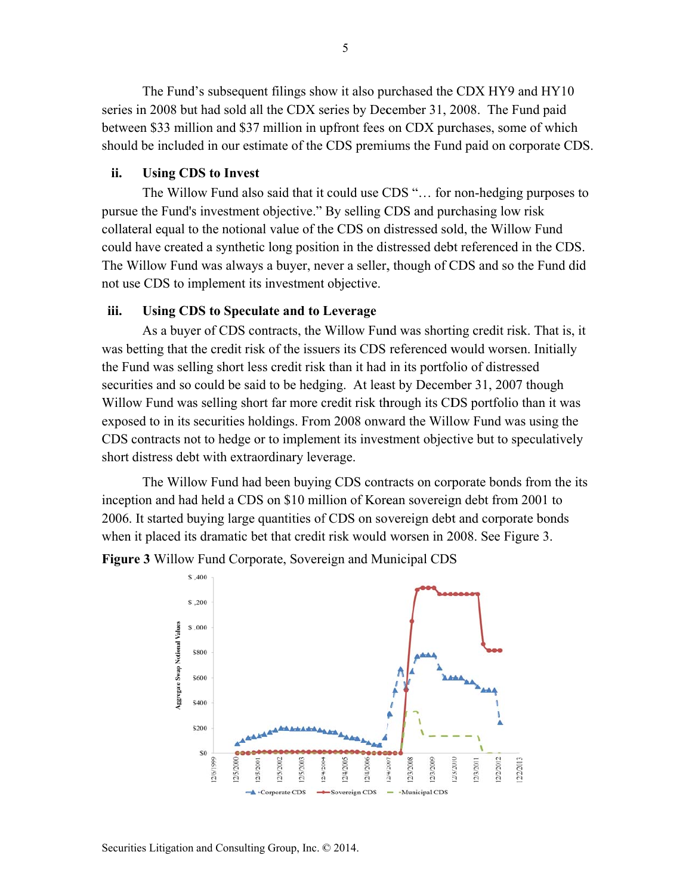The Fund's subsequent filings show it also purchased the CDX HY9 and HY10 series in 2008 but had sold all the CDX series by December 31, 2008. The Fund paid between \$33 million and \$37 million in upfront fees on CDX purchases, some of which should be included in our estimate of the CDS premiums the Fund paid on corporate CDS.

### ii. Using CDS to Invest

The Willow Fund also said that it could use CDS "… for non-hedging purposes to pursue the Fund's investment objective." By selling CDS and purchasing low risk collateral equal to the notional value of the CDS on distressed sold, the Willow Fund could have created a synthetic long position in the distressed debt referenced in the CDS. The Willow Fund was always a buyer, never a seller, though of CDS and so the Fund did not use CDS to implement its investment objective.

### iii. Using CDS to Speculate and to Leverage

As a buyer of CDS contracts, the Willow Fund was shorting credit risk. That is, it was betting that the credit risk of the issuers its CDS referenced would worsen. Initially the Fund was selling short less credit risk than it had in its portfolio of distressed securities and so could be said to be hedging. At least by December 31, 2007 though Willow Fund was selling short far more credit risk through its CDS portfolio than it was exposed to in its securities holdings. From 2008 onward the Willow Fund was using the CDS contracts not to hedge or to implement its investment objective but to speculatively short distress debt with extraordinary leverage.

The Willow Fund had been buying CDS contracts on corporate bonds from the its inception and had held a CDS on \$10 million of Korean sovereign debt from 2001 to 2006. It started buying large quantities of CDS on sovereign debt and corporate bonds when it placed its dramatic bet that credit risk would worsen in 2008. See Figure 3.

**Figure 3** Willow Fund Corporate, Sovereign and Municipal CDS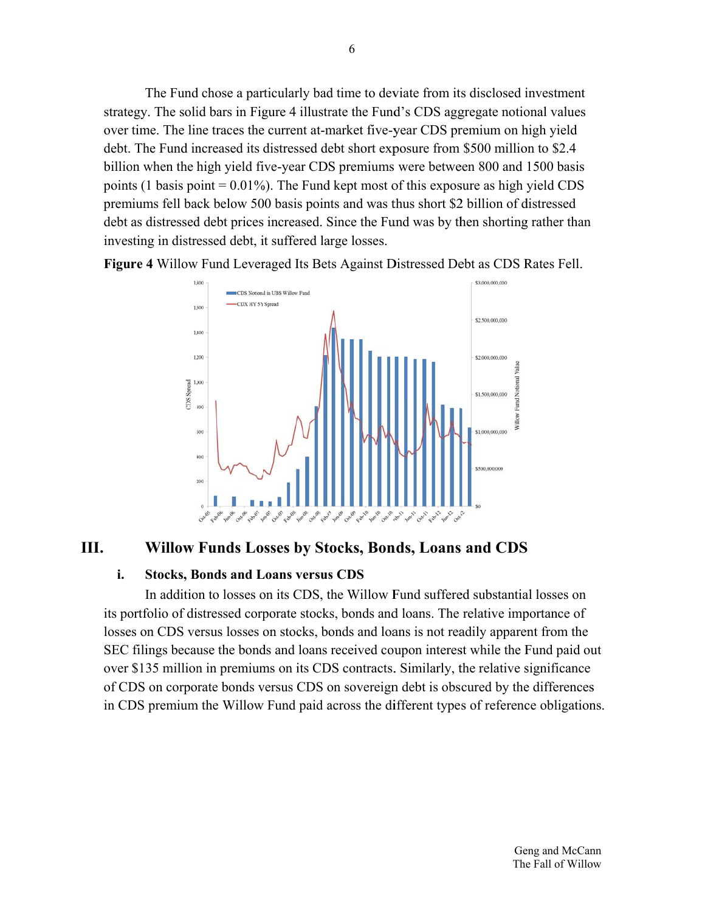The Fund chose a particularly bad time to deviate from its disclosed investment strategy. The solid bars in Figure 4 illustrate the Fund's CDS aggregate notional values over time. The line traces the current at-market five-year CDS premium on high yield debt. The Fund increased its distressed debt short exposure from \$500 million to \$2.4 billion when the high yield five-year CDS premiums were between 800 and 1500 basis points (1 basis point = 0.01%). The Fund kept most of this exposure as high yield CDS premiums fell back below 500 basis points and was thus short \$2 billion of distressed debt as distressed debt prices increased. Since the Fund was by then shorting rather than investing in distressed debt, it suffered large losses.

**Figure 4** Willow Fund Leveraged Its Bets Against Distressed Debt as CDS Rates Fell.

## III. Willow Funds Losses by Stocks, Bonds, Loans and CDS

### i. Stocks, Bonds and Loans versus CDS

In addition to losses on its CDS, the Willow Fund suffered substantial losses on its portfolio of distressed corporate stocks, bonds and loans. The relative importance of losses on CDS versus losses on stocks, bonds and loans is not readily apparent from the SEC filings because the bonds and loans received coupon interest while the Fund paid out over \$135 million in premiums on its CDS contracts. Similarly, the relative significance of CDS on corporate bonds versus CDS on sovereign debt is obscured by the differences in CDS premium the Willow Fund paid across the different types of reference obligations.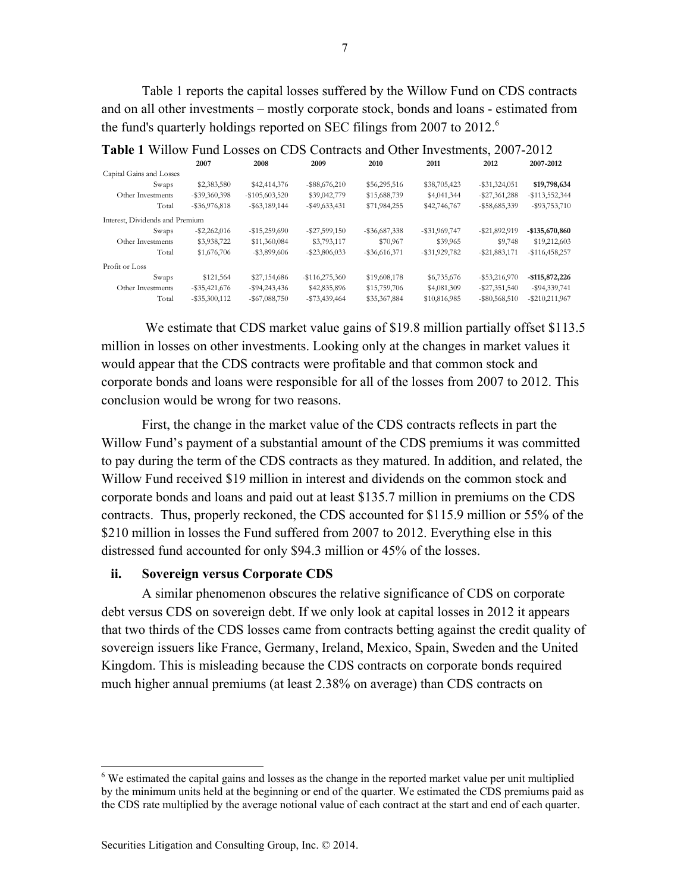Table 1 reports the capital losses suffered by the Willow Fund on CDS contracts and on all other investments – mostly corporate stock, bonds and loans - estimated from the fund's quarterly holdings reported on SEC filings from 2007 to 2012.[6]

**Table 1** Willow Fund Losses on CDS Contracts and Other Investments, 2007-2012

| | 2007 | 2008 | 2009 | 2010 | 2011 | 2012 | 2007-2012 |
|---|---|---|---|---|---|---|---|
| Capital Gains and Losses | | | | | | | |
| Swaps | $2,383,580 | $42,414,376 | -$88,676,210 | $56,295,516 | $38,705,423 | -$31,324,051 | **$19,798,634** |
| Other Investments | -$39,360,398 | -$105,603,520 | $39,042,779 | $15,688,739 | $4,041,344 | -$27,361,288 | -$113,552,344 |
| Total | -$36,976,818 | -$63,189,144 | -$49,633,431 | $71,984,255 | $42,746,767 | -$58,685,339 | -$93,753,710 |
| Interest, Dividends and Premium | | | | | | | |
| Swaps | -$2,262,016 | -$15,259,690 | -$27,599,150 | -$36,687,338 | -$31,969,747 | -$21,892,919 | **-$135,670,860** |
| Other Investments | $3,938,722 | $11,360,084 | $3,793,117 | $70,967 | $39,965 | $9,748 | $19,212,603 |
| Total | $1,676,706 | -$3,899,606 | -$23,806,033 | -$36,616,371 | -$31,929,782 | -$21,883,171 | -$116,458,257 |
| Profit or Loss | | | | | | | |
| Swaps | $121,564 | $27,154,686 | -$116,275,360 | $19,608,178 | $6,735,676 | -$53,216,970 | **-$115,872,226** |
| Other Investments | -$35,421,676 | -$94,243,436 | $42,835,896 | $15,759,706 | $4,081,309 | -$27,351,540 | -$94,339,741 |
| Total | -$35,300,112 | -$67,088,750 | -$73,439,464 | $35,367,884 | $10,816,985 | -$80,568,510 | -$210,211,967 |

We estimate that CDS market value gains of $19.8 million partially offset $113.5 million in losses on other investments. Looking only at the changes in market values it would appear that the CDS contracts were profitable and that common stock and corporate bonds and loans were responsible for all of the losses from 2007 to 2012. This conclusion would be wrong for two reasons.

First, the change in the market value of the CDS contracts reflects in part the Willow Fund's payment of a substantial amount of the CDS premiums it was committed to pay during the term of the CDS contracts as they matured. In addition, and related, the Willow Fund received $19 million in interest and dividends on the common stock and corporate bonds and loans and paid out at least $135.7 million in premiums on the CDS contracts. Thus, properly reckoned, the CDS accounted for $115.9 million or 55% of the $210 million in losses the Fund suffered from 2007 to 2012. Everything else in this distressed fund accounted for only $94.3 million or 45% of the losses.

### ii. Sovereign versus Corporate CDS

A similar phenomenon obscures the relative significance of CDS on corporate debt versus CDS on sovereign debt. If we only look at capital losses in 2012 it appears that two thirds of the CDS losses came from contracts betting against the credit quality of sovereign issuers like France, Germany, Ireland, Mexico, Spain, Sweden and the United Kingdom. This is misleading because the CDS contracts on corporate bonds required much higher annual premiums (at least 2.38% on average) than CDS contracts on

[6] We estimated the capital gains and losses as the change in the reported market value per unit multiplied by the minimum units held at the beginning or end of the quarter. We estimated the CDS premiums paid as the CDS rate multiplied by the average notional value of each contract at the start and end of each quarter.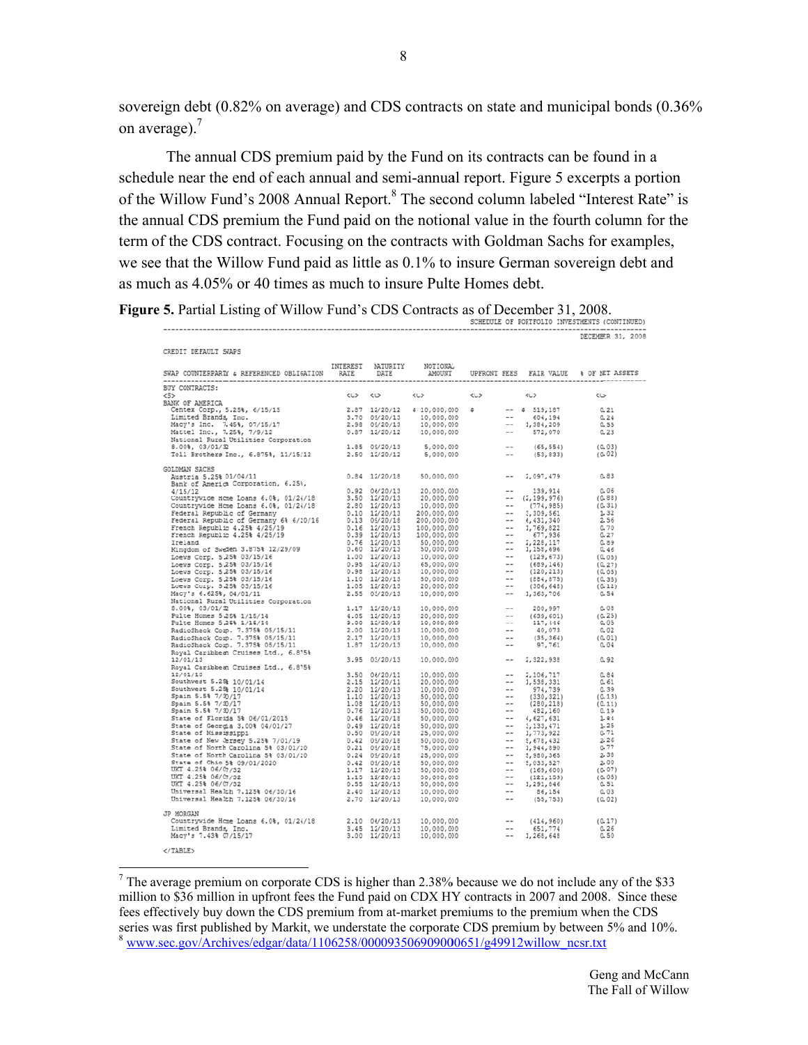sovereign debt (0.82% on average) and CDS contracts on state and municipal bonds (0.36% on average).[7]

The annual CDS premium paid by the Fund on its contracts can be found in a schedule near the end of each annual and semi-annual report. Figure 5 excerpts a portion of the Willow Fund's 2008 Annual Report.[8] The second column labeled "Interest Rate" is the annual CDS premium the Fund paid on the notional value in the fourth column for the term of the CDS contract. Focusing on the contracts with Goldman Sachs for examples, we see that the Willow Fund paid as little as 0.1% to insure German sovereign debt and as much as 4.05% or 40 times as much to insure Pulte Homes debt.

**Figure 5.** Partial Listing of Willow Fund's CDS Contracts as of December 31, 2008.

SCHEDULE OF PORTFOLIO INVESTMENTS (CONTINUED)

DECEMBER 31, 2008

CREDIT DEFAULT SWAPS

| SWAP COUNTERPARTY & REFERENCED OBLIGATION | INTEREST RATE | MATURITY DATE | NOTIONAL AMOUNT | UPFRONT FEES | FAIR VALUE | % OF NET ASSETS |
|---|---|---|---|---|---|---|
| BUY CONTRACTS: | | | | | | |
| BANK OF AMERICA | | | | | | |
| Centex Corp., 5.25%, 6/15/15 | 2.87 | 12/20/12 | $ 10,000,000 | $ -- | $ 519,187 | 0.21 |
| Limited Brands, Inc. | 3.70 | 09/20/13 | 10,000,000 | -- | 604,194 | 0.24 |
| Macy's Inc. 7.45%, 07/15/17 | 2.98 | 09/20/13 | 10,000,000 | -- | 1,384,209 | 0.55 |
| Mattel Inc., 7.25%, 7/9/12 | 0.87 | 12/20/12 | 10,000,000 | -- | 572,070 | 0.23 |
| National Rural Utilities Corporation 8.00%, 03/01/32 | 1.85 | 09/20/13 | 5,000,000 | -- | (65,554) | (0.03) |
| Toll Brothers Inc., 6.875%, 11/15/12 | 2.50 | 12/20/12 | 5,000,000 | -- | (53,833) | (0.02) |
| GOLDMAN SACHS | | | | | | |
| Austria 5.25% 01/04/11 | 0.84 | 12/20/18 | 50,000,000 | -- | 2,097,479 | 0.83 |
| Bank of America Corporation, 6.25%, 4/15/12 | 0.92 | 06/20/13 | 20,000,000 | -- | 139,914 | 0.06 |
| Countrywide Home Loans 6.0%, 01/24/18 | 3.50 | 12/20/13 | 20,000,000 | -- | (2,199,976) | (0.88) |
| Countrywide Home Loans 6.0%, 01/24/18 | 2.80 | 12/20/13 | 10,000,000 | -- | (774,985) | (0.31) |
| Federal Republic of Germany | 0.10 | 12/20/13 | 200,000,000 | -- | 3,309,561 | 1.32 |
| Federal Republic of Germany 6% 6/10/16 | 0.13 | 09/20/18 | 200,000,000 | -- | 6,431,340 | 2.56 |
| French Republic 4.25% 4/25/19 | 0.16 | 12/20/13 | 100,000,000 | -- | 1,769,822 | 0.70 |
| French Republic 4.25% 4/25/19 | 0.39 | 12/20/13 | 100,000,000 | -- | 677,936 | 0.27 |
| Ireland | 0.76 | 12/20/13 | 50,000,000 | -- | 2,228,117 | 0.89 |
| Kingdom of Sweden 3.875% 12/29/09 | 0.60 | 12/20/13 | 50,000,000 | -- | 1,158,696 | 0.46 |
| Loews Corp. 5.25% 03/15/16 | 1.00 | 12/20/13 | 10,000,000 | -- | (129,673) | (0.05) |
| Loews Corp. 5.25% 03/15/16 | 0.95 | 12/20/13 | 65,000,000 | -- | (689,146) | (0.27) |
| Loews Corp. 5.25% 03/15/16 | 0.98 | 12/20/13 | 10,000,000 | -- | (120,213) | (0.05) |
| Loews Corp. 5.25% 03/15/16 | 1.10 | 12/20/13 | 50,000,000 | -- | (884,875) | (0.35) |
| Loews Corp. 5.25% 03/15/16 | 1.05 | 12/20/13 | 20,000,000 | -- | (306,648) | (0.12) |
| Macy's 6.625%, 04/01/11 | 2.55 | 09/20/13 | 10,000,000 | -- | 1,363,706 | 0.54 |
| National Rural Utilities Corporation 8.00%, 03/01/32 | 1.17 | 12/20/13 | 10,000,000 | -- | 200,997 | 0.08 |
| Pulte Homes 5.25% 1/15/14 | 4.05 | 12/20/13 | 20,000,000 | -- | (639,601) | (0.25) |
| Pulte Homes 5.25% 1/15/14 | 3.00 | 12/20/13 | 10,000,000 | -- | 117,466 | 0.05 |
| RadioShack Corp. 7.375% 05/15/11 | 2.00 | 12/20/13 | 10,000,000 | -- | 40,073 | 0.02 |
| RadioShack Corp. 7.375% 05/15/11 | 2.17 | 12/20/13 | 10,000,000 | -- | (35,364) | (0.01) |
| RadioShack Corp. 7.375% 05/15/11 | 1.87 | 12/20/13 | 10,000,000 | -- | 97,761 | 0.04 |
| Royal Caribbean Cruises Ltd., 6.875% 12/01/13 | 3.95 | 03/20/13 | 10,000,000 | -- | 2,322,938 | 0.92 |
| Royal Caribbean Cruises Ltd., 6.875% 12/01/13 | 3.50 | 06/20/11 | 10,000,000 | -- | 2,106,717 | 0.84 |
| Southwest 5.25% 10/01/14 | 2.15 | 12/20/11 | 20,000,000 | -- | 1,538,331 | 0.61 |
| Southwest 5.25% 10/01/14 | 2.20 | 12/20/13 | 10,000,000 | -- | 974,739 | 0.39 |
| Spain 5.5% 7/30/17 | 1.10 | 12/20/13 | 50,000,000 | -- | (330,321) | (0.13) |
| Spain 5.5% 7/30/17 | 1.08 | 12/20/13 | 50,000,000 | -- | (280,218) | (0.11) |
| Spain 5.5% 7/30/17 | 0.76 | 12/20/13 | 50,000,000 | -- | 482,160 | 0.19 |
| State of Florida 5% 06/01/2015 | 0.46 | 12/20/18 | 50,000,000 | -- | 4,627,631 | 1.84 |
| State of Georgia 3.00% 04/01/27 | 0.49 | 12/20/18 | 50,000,000 | -- | 3,133,471 | 1.25 |
| State of Mississippi | 0.50 | 09/20/18 | 25,000,000 | -- | 1,773,922 | 0.71 |
| State of New Jersey 5.25% 7/01/19 | 0.42 | 09/20/18 | 50,000,000 | -- | 5,678,432 | 2.26 |
| State of North Carolina 5% 03/01/10 | 0.21 | 09/20/18 | 75,000,000 | -- | 1,944,890 | 0.77 |
| State of North Carolina 5% 03/01/10 | 0.24 | 09/20/18 | 25,000,000 | -- | 5,980,365 | 2.38 |
| State of Ohio 5% 09/01/2020 | 0.42 | 09/20/18 | 50,000,000 | -- | 5,033,527 | 2.00 |
| UKT 4.25% 06/07/32 | 1.17 | 12/20/13 | 50,000,000 | -- | (169,600) | (0.07) |
| UKT 4.25% 06/07/32 | 1.15 | 12/20/13 | 50,000,000 | -- | (121,159) | (0.05) |
| UKT 4.25% 06/07/32 | 0.55 | 12/20/13 | 50,000,000 | -- | 1,291,846 | 0.51 |
| Universal Health 7.125% 06/30/16 | 2.40 | 12/20/13 | 10,000,000 | -- | 86,154 | 0.03 |
| Universal Health 7.125% 06/30/16 | 2.70 | 12/20/13 | 10,000,000 | -- | (55,753) | (0.02) |
| JP MORGAN | | | | | | |
| Countrywide Home Loans 6.0%, 01/24/18 | 2.10 | 06/20/13 | 10,000,000 | -- | (414,960) | (0.17) |
| Limited Brands, Inc. | 3.45 | 12/20/13 | 10,000,000 | -- | 651,774 | 0.26 |
| Macy's 7.43% 07/15/17 | 3.00 | 12/20/13 | 10,000,000 | -- | 1,268,648 | 0.50 |

[7] The average premium on corporate CDS is higher than 2.38% because we do not include any of the $33 million to $36 million in upfront fees the Fund paid on CDX HY contracts in 2007 and 2008. Since these fees effectively buy down the CDS premium from at-market premiums to the premium when the CDS series was first published by Markit, we understate the corporate CDS premium by between 5% and 10%.

[8] www.sec.gov/Archives/edgar/data/1106258/000093506909000651/g49912willow_ncsr.txt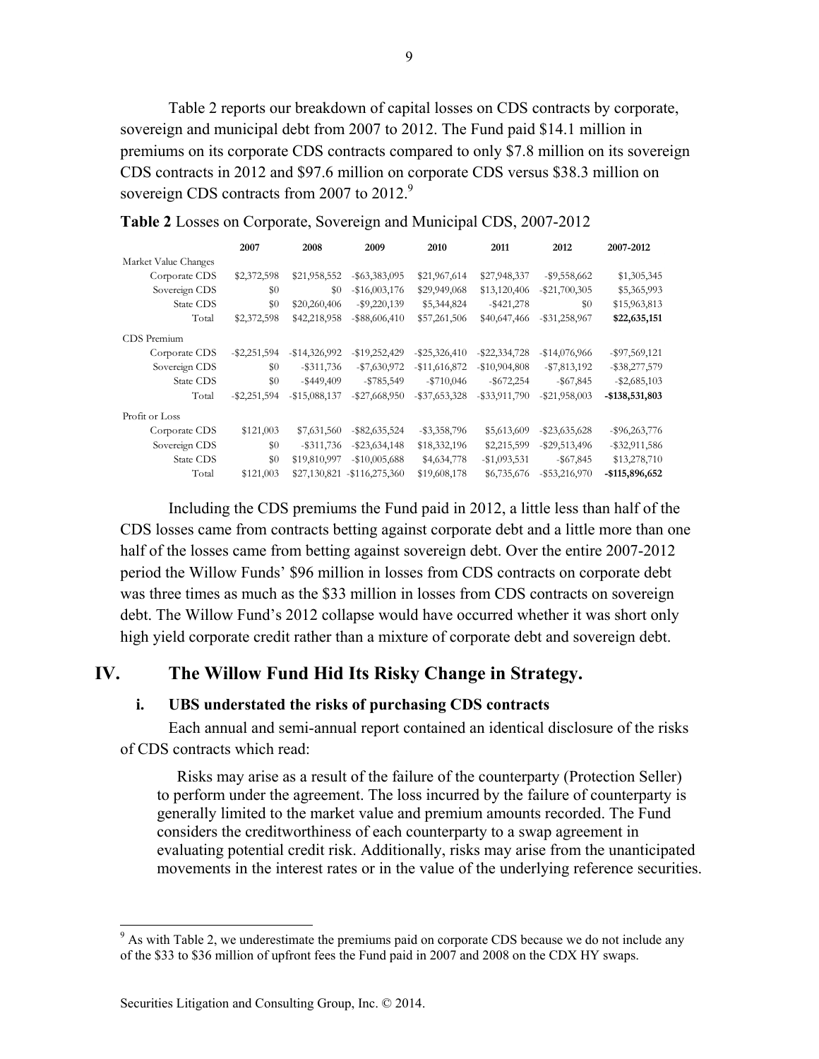Table 2 reports our breakdown of capital losses on CDS contracts by corporate, sovereign and municipal debt from 2007 to 2012. The Fund paid $14.1 million in premiums on its corporate CDS contracts compared to only $7.8 million on its sovereign CDS contracts in 2012 and $97.6 million on corporate CDS versus 38.3 million on sovereign CDS contracts from 2007 to 2012.[9]

**Table 2** Losses on Corporate, Sovereign and Municipal CDS, 2007-2012

| | 2007 | 2008 | 2009 | 2010 | 2011 | 2012 | 2007-2012 |
|---|---|---|---|---|---|---|---|
| Market Value Changes | | | | | | | |
| Corporate CDS | $2,372,598 | $21,958,552 | -$63,383,095 | $21,967,614 | $27,948,337 | -$9,558,662 | $1,305,345 |
| Sovereign CDS | $0 | $0 | -$16,003,176 | $29,949,068 | $13,120,406 | -$21,700,305 | $5,365,993 |
| State CDS | $0 | $20,260,406 | -$9,220,139 | $5,344,824 | -$421,278 | $0 | $15,963,813 |
| Total | $2,372,598 | $42,218,958 | -$88,606,410 | $57,261,506 | $40,647,466 | -$31,258,967 | **$22,635,151** |
| CDS Premium | | | | | | | |
| Corporate CDS | -$2,251,594 | -$14,326,992 | -$19,252,429 | -$25,326,410 | -$22,334,728 | -$14,076,966 | -$97,569,121 |
| Sovereign CDS | $0 | -$311,736 | -$7,630,972 | -$11,616,872 | -$10,904,808 | -$7,813,192 | -$38,277,579 |
| State CDS | $0 | -$449,409 | -$785,549 | -$710,046 | -$672,254 | -$67,845 | -$2,685,103 |
| Total | -$2,251,594 | -$15,088,137 | -$27,668,950 | -$37,653,328 | -$33,911,790 | -$21,958,003 | **-$138,531,803** |
| Profit or Loss | | | | | | | |
| Corporate CDS | $121,003 | $7,631,560 | -$82,635,524 | -$3,358,796 | $5,613,609 | -$23,635,628 | -$96,263,776 |
| Sovereign CDS | $0 | -$311,736 | -$23,634,148 | $18,332,196 | $2,215,599 | -$29,513,496 | -$32,911,586 |
| State CDS | $0 | $19,810,997 | -$10,005,688 | $4,634,778 | -$1,093,531 | -$67,845 | $13,278,710 |
| Total | $121,003 | $27,130,821 | -$116,275,360 | $19,608,178 | $6,735,676 | -$53,216,970 | **-$115,896,652** |

Including the CDS premiums the Fund paid in 2012, a little less than half of the CDS losses came from contracts betting against corporate debt and a little more than one half of the losses came from betting against sovereign debt. Over the entire 2007-2012 period the Willow Funds' $96 million in losses from CDS contracts on corporate debt was three times as much as the $33 million in losses from CDS contracts on sovereign debt. The Willow Fund's 2012 collapse would have occurred whether it was short only high yield corporate credit rather than a mixture of corporate debt and sovereign debt.

## IV. The Willow Fund Hid Its Risky Change in Strategy.

### i. UBS understated the risks of purchasing CDS contracts

Each annual and semi-annual report contained an identical disclosure of the risks of CDS contracts which read:

> Risks may arise as a result of the failure of the counterparty (Protection Seller) to perform under the agreement. The loss incurred by the failure of counterparty is generally limited to the market value and premium amounts recorded. The Fund considers the creditworthiness of each counterparty to a swap agreement in evaluating potential credit risk. Additionally, risks may arise from the unanticipated movements in the interest rates or in the value of the underlying reference securities.

[9] As with Table 2, we underestimate the premiums paid on corporate CDS because we do not include any of the $33 to $36 million of upfront fees the Fund paid in 2007 and 2008 on the CDX HY swaps.

Securities Litigation and Consulting Group, Inc. © 2014.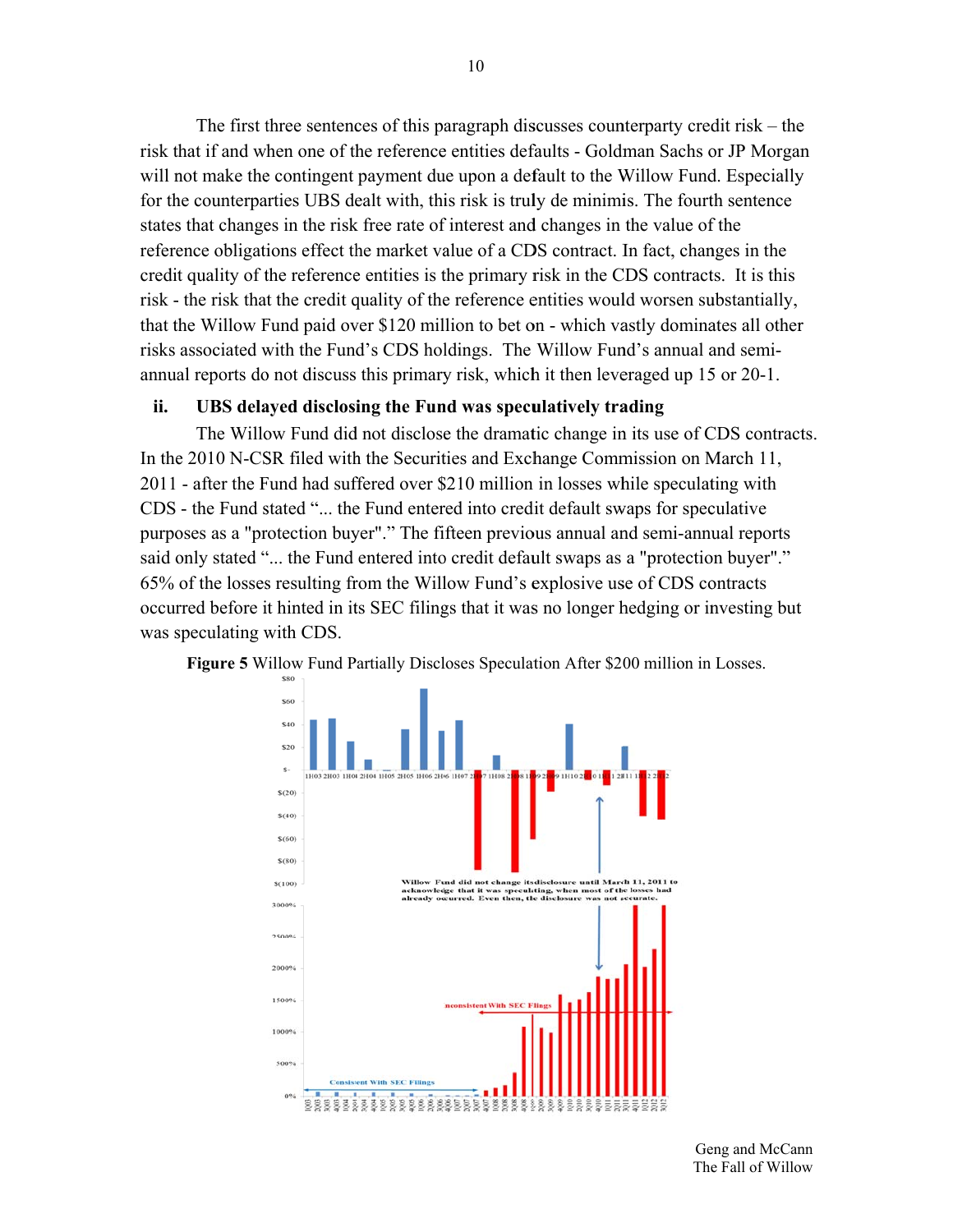The first three sentences of this paragraph discusses counterparty credit risk – the risk that if and when one of the reference entities defaults - Goldman Sachs or JP Morgan will not make the contingent payment due upon a default to the Willow Fund. Especially for the counterparties UBS dealt with, this risk is truly de minimis. The fourth sentence states that changes in the risk free rate of interest and changes in the value of the reference obligations effect the market value of a CDS contract. In fact, changes in the credit quality of the reference entities is the primary risk in the CDS contracts. It is this risk - the risk that the credit quality of the reference entities would worsen substantially, that the Willow Fund paid over $120 million to bet on - which vastly dominates all other risks associated with the Fund's CDS holdings. The Willow Fund's annual and semi-annual reports do not discuss this primary risk, which it then leveraged up 15 or 20-1.

### ii. UBS delayed disclosing the Fund was speculatively trading

The Willow Fund did not disclose the dramatic change in its use of CDS contracts. In the 2010 N-CSR filed with the Securities and Exchange Commission on March 11, 2011 - after the Fund had suffered over $210 million in losses while speculating with CDS - the Fund stated "... the Fund entered into credit default swaps for speculative purposes as a "protection buyer"." The fifteen previous annual and semi-annual reports said only stated "... the Fund entered into credit default swaps as a "protection buyer"." 65% of the losses resulting from the Willow Fund's explosive use of CDS contracts occurred before it hinted in its SEC filings that it was no longer hedging or investing but was speculating with CDS.

**Figure 5** Willow Fund Partially Discloses Speculation After $200 million in Losses.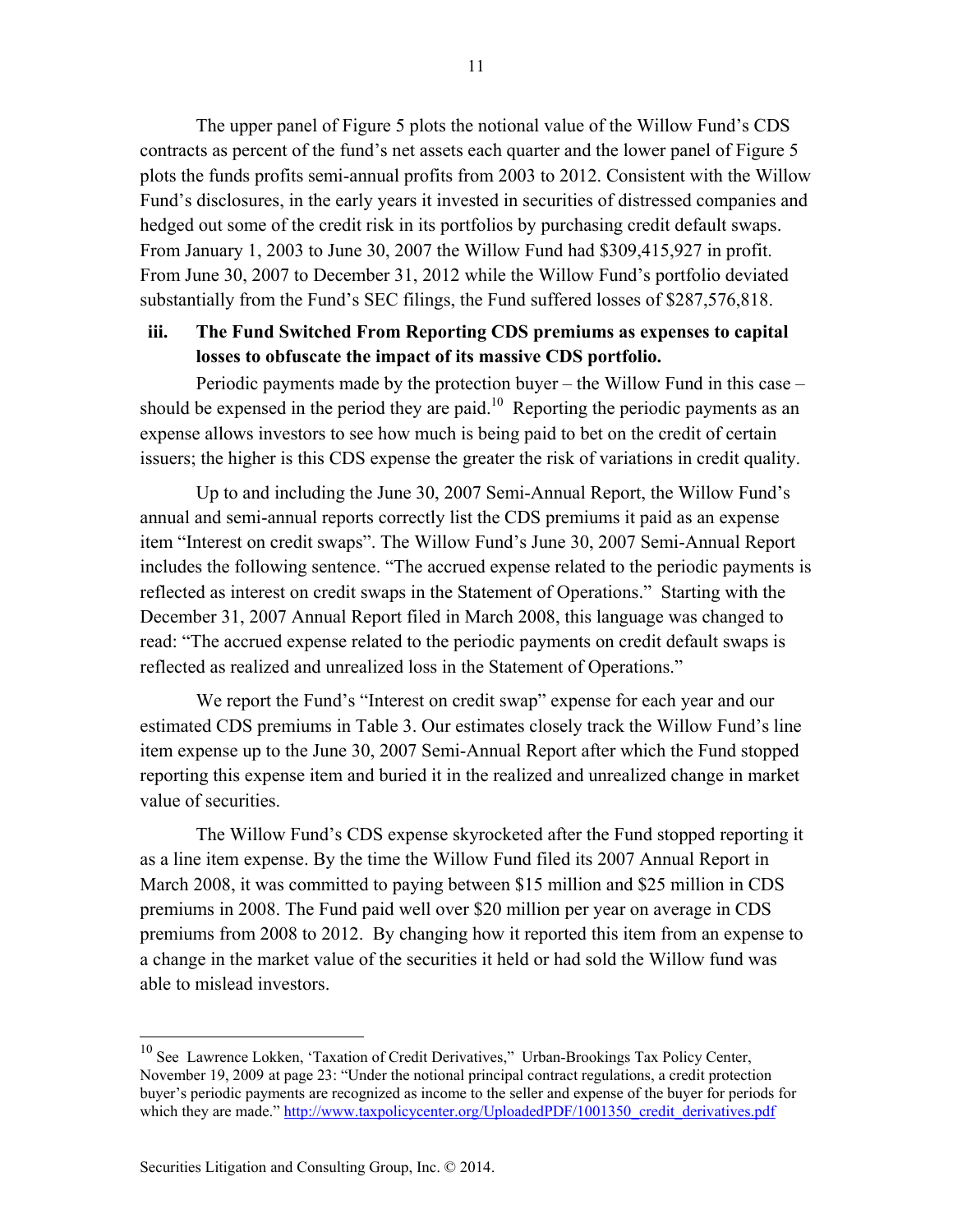The upper panel of Figure 5 plots the notional value of the Willow Fund's CDS contracts as percent of the fund's net assets each quarter and the lower panel of Figure 5 plots the funds profits semi-annual profits from 2003 to 2012. Consistent with the Willow Fund's disclosures, in the early years it invested in securities of distressed companies and hedged out some of the credit risk in its portfolios by purchasing credit default swaps. From January 1, 2003 to June 30, 2007 the Willow Fund had $309,415,927 in profit. From June 30, 2007 to December 31, 2012 while the Willow Fund's portfolio deviated substantially from the Fund's SEC filings, the Fund suffered losses of $287,576,818.

### iii. The Fund Switched From Reporting CDS premiums as expenses to capital losses to obfuscate the impact of its massive CDS portfolio.

Periodic payments made by the protection buyer – the Willow Fund in this case – should be expensed in the period they are paid.[10] Reporting the periodic payments as an expense allows investors to see how much is being paid to bet on the credit of certain issuers; the higher is this CDS expense the greater the risk of variations in credit quality.

Up to and including the June 30, 2007 Semi-Annual Report, the Willow Fund's annual and semi-annual reports correctly list the CDS premiums it paid as an expense item "Interest on credit swaps". The Willow Fund's June 30, 2007 Semi-Annual Report includes the following sentence. "The accrued expense related to the periodic payments is reflected as interest on credit swaps in the Statement of Operations." Starting with the December 31, 2007 Annual Report filed in March 2008, this language was changed to read: "The accrued expense related to the periodic payments on credit default swaps is reflected as realized and unrealized loss in the Statement of Operations."

We report the Fund's "Interest on credit swap" expense for each year and our estimated CDS premiums in Table 3. Our estimates closely track the Willow Fund's line item expense up to the June 30, 2007 Semi-Annual Report after which the Fund stopped reporting this expense item and buried it in the realized and unrealized change in market value of securities.

The Willow Fund's CDS expense skyrocketed after the Fund stopped reporting it as a line item expense. By the time the Willow Fund filed its 2007 Annual Report in March 2008, it was committed to paying between $15 million and $25 million in CDS premiums in 2008. The Fund paid well over $20 million per year on average in CDS premiums from 2008 to 2012. By changing how it reported this item from an expense to a change in the market value of the securities it held or had sold the Willow fund was able to mislead investors.

---

[10] See Lawrence Lokken, 'Taxation of Credit Derivatives," Urban-Brookings Tax Policy Center, November 19, 2009 at page 23: "Under the notional principal contract regulations, a credit protection buyer's periodic payments are recognized as income to the seller and expense of the buyer for periods for which they are made." http://www.taxpolicycenter.org/UploadedPDF/1001350_credit_derivatives.pdf

Securities Litigation and Consulting Group, Inc. © 2014.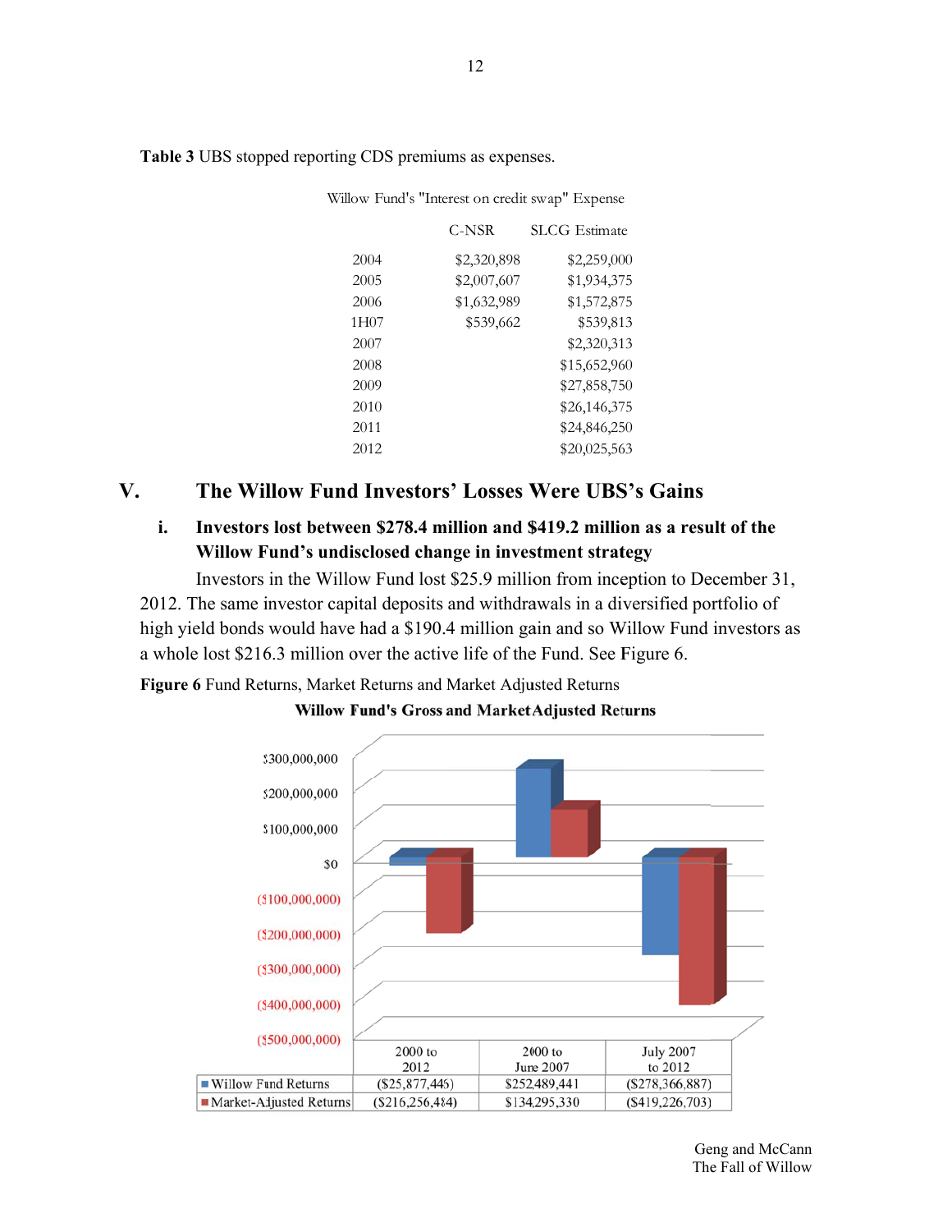**Table 3** UBS stopped reporting CDS premiums as expenses.

Willow Fund's "Interest on credit swap" Expense

| | C-NSR | SLCG Estimate |
|---|---|---|
| 2004 | $2,320,898 | $2,259,000 |
| 2005 | $2,007,607 | $1,934,375 |
| 2006 | $1,632,989 | $1,572,875 |
| 1H07 | $539,662 | $539,813 |
| 2007 | | $2,320,313 |
| 2008 | | $15,652,960 |
| 2009 | | $27,858,750 |
| 2010 | | $26,146,375 |
| 2011 | | $24,846,250 |
| 2012 | | $20,025,563 |

## V. The Willow Fund Investors' Losses Were UBS's Gains

### i. Investors lost between $278.4 million and $419.2 million as a result of the Willow Fund's undisclosed change in investment strategy

Investors in the Willow Fund lost $25.9 million from inception to December 31, 2012. The same investor capital deposits and withdrawals in a diversified portfolio of high yield bonds would have had a $190.4 million gain and so Willow Fund investors as a whole lost $216.3 million over the active life of the Fund. See Figure 6.

**Figure 6** Fund Returns, Market Returns and Market Adjusted Returns

**Willow Fund's Gross and Market Adjusted Returns**

| | 2000 to 2012 | 2000 to June 2007 | July 2007 to 2012 |
|---|---|---|---|
| Willow Fund Returns | ($25,877,445) | $252,489,441 | ($278,366,887) |
| Market-Adjusted Returns | ($216,256,484) | $134,295,330 | ($419,226,703) |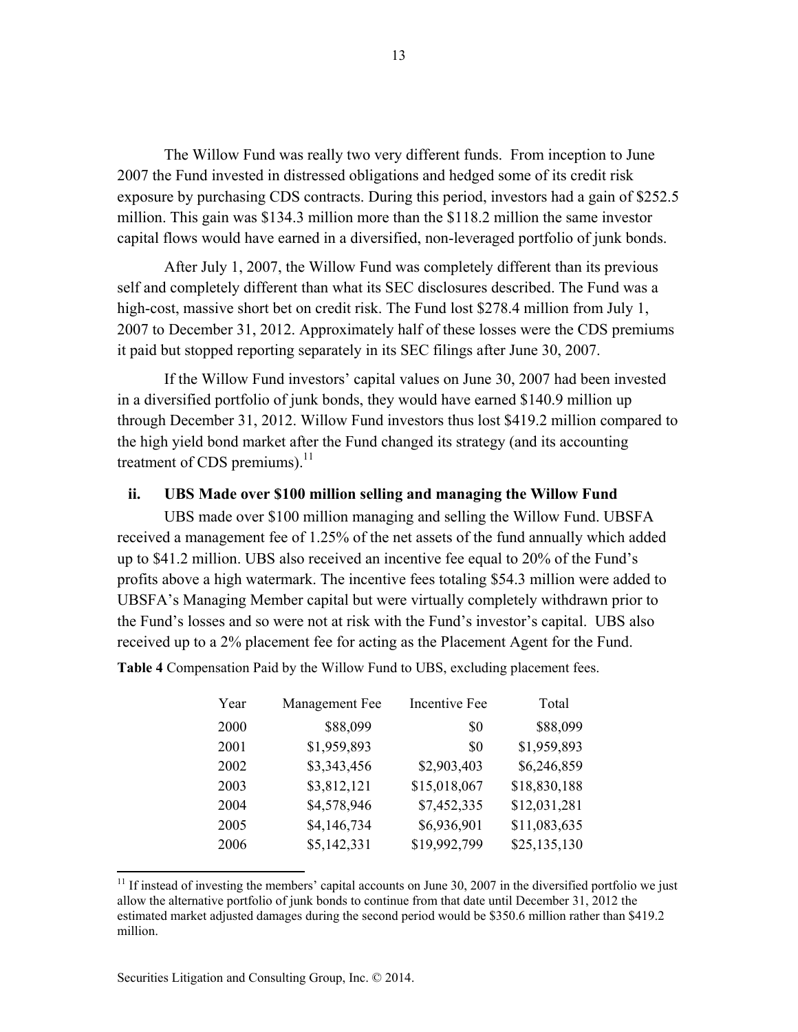The Willow Fund was really two very different funds. From inception to June 2007 the Fund invested in distressed obligations and hedged some of its credit risk exposure by purchasing CDS contracts. During this period, investors had a gain of $252.5 million. This gain was $134.3 million more than the $118.2 million the same investor capital flows would have earned in a diversified, non-leveraged portfolio of junk bonds.

After July 1, 2007, the Willow Fund was completely different than its previous self and completely different than what its SEC disclosures described. The Fund was a high-cost, massive short bet on credit risk. The Fund lost $278.4 million from July 1, 2007 to December 31, 2012. Approximately half of these losses were the CDS premiums it paid but stopped reporting separately in its SEC filings after June 30, 2007.

If the Willow Fund investors' capital values on June 30, 2007 had been invested in a diversified portfolio of junk bonds, they would have earned $140.9 million up through December 31, 2012. Willow Fund investors thus lost $419.2 million compared to the high yield bond market after the Fund changed its strategy (and its accounting treatment of CDS premiums).[11]

### ii. UBS Made over $100 million selling and managing the Willow Fund

UBS made over $100 million managing and selling the Willow Fund. UBSFA received a management fee of 1.25% of the net assets of the fund annually which added up to $41.2 million. UBS also received an incentive fee equal to 20% of the Fund's profits above a high watermark. The incentive fees totaling $54.3 million were added to UBSFA's Managing Member capital but were virtually completely withdrawn prior to the Fund's losses and so were not at risk with the Fund's investor's capital. UBS also received up to a 2% placement fee for acting as the Placement Agent for the Fund.

**Table 4** Compensation Paid by the Willow Fund to UBS, excluding placement fees.

| Year | Management Fee | Incentive Fee | Total |
|---|---|---|---|
| 2000 | $88,099 | $0 | $88,099 |
| 2001 | $1,959,893 | $0 | $1,959,893 |
| 2002 | $3,343,456 | $2,903,403 | $6,246,859 |
| 2003 | $3,812,121 | $15,018,067 | $18,830,188 |
| 2004 | $4,578,946 | $7,452,335 | $12,031,281 |
| 2005 | $4,146,734 | $6,936,901 | $11,083,635 |
| 2006 | $5,142,331 | $19,992,799 | $25,135,130 |

[11] If instead of investing the members' capital accounts on June 30, 2007 in the diversified portfolio we just allow the alternative portfolio of junk bonds to continue from that date until December 31, 2012 the estimated market adjusted damages during the second period would be $350.6 million rather than $419.2 million.

Securities Litigation and Consulting Group, Inc. © 2014.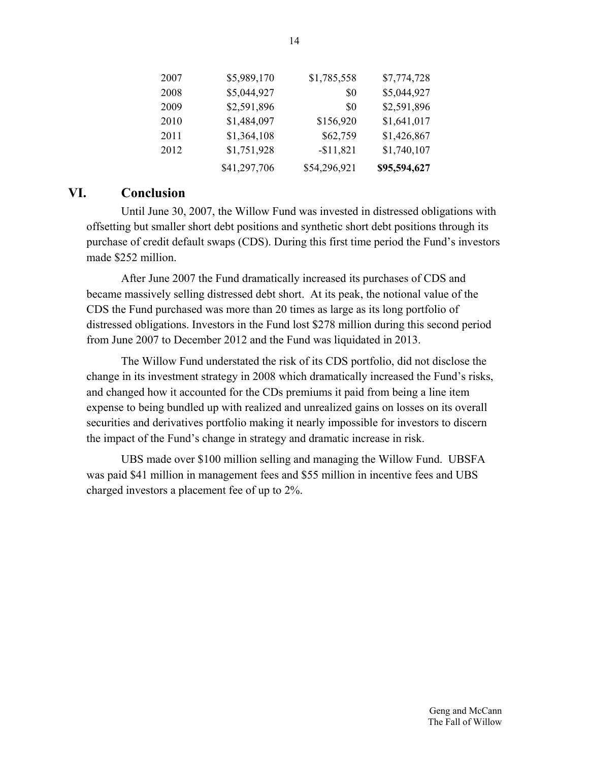| | | | |
|---|---|---|---|
| 2007 | $5,989,170 | $1,785,558 | $7,774,728 |
| 2008 | $5,044,927 | $0 | $5,044,927 |
| 2009 | $2,591,896 | $0 | $2,591,896 |
| 2010 | $1,484,097 | $156,920 | $1,641,017 |
| 2011 | $1,364,108 | $62,759 | $1,426,867 |
| 2012 | $1,751,928 | -$11,821 | $1,740,107 |
| | $41,297,706 | $54,296,921 | **$95,594,627** |

## VI. Conclusion

Until June 30, 2007, the Willow Fund was invested in distressed obligations with offsetting but smaller short debt positions and synthetic short debt positions through its purchase of credit default swaps (CDS). During this first time period the Fund's investors made $252 million.

After June 2007 the Fund dramatically increased its purchases of CDS and became massively selling distressed debt short. At its peak, the notional value of the CDS the Fund purchased was more than 20 times as large as its long portfolio of distressed obligations. Investors in the Fund lost $278 million during this second period from June 2007 to December 2012 and the Fund was liquidated in 2013.

The Willow Fund understated the risk of its CDS portfolio, did not disclose the change in its investment strategy in 2008 which dramatically increased the Fund's risks, and changed how it accounted for the CDs premiums it paid from being a line item expense to being bundled up with realized and unrealized gains on losses on its overall securities and derivatives portfolio making it nearly impossible for investors to discern the impact of the Fund's change in strategy and dramatic increase in risk.

UBS made over $100 million selling and managing the Willow Fund. UBSFA was paid $41 million in management fees and $55 million in incentive fees and UBS charged investors a placement fee of up to 2%.